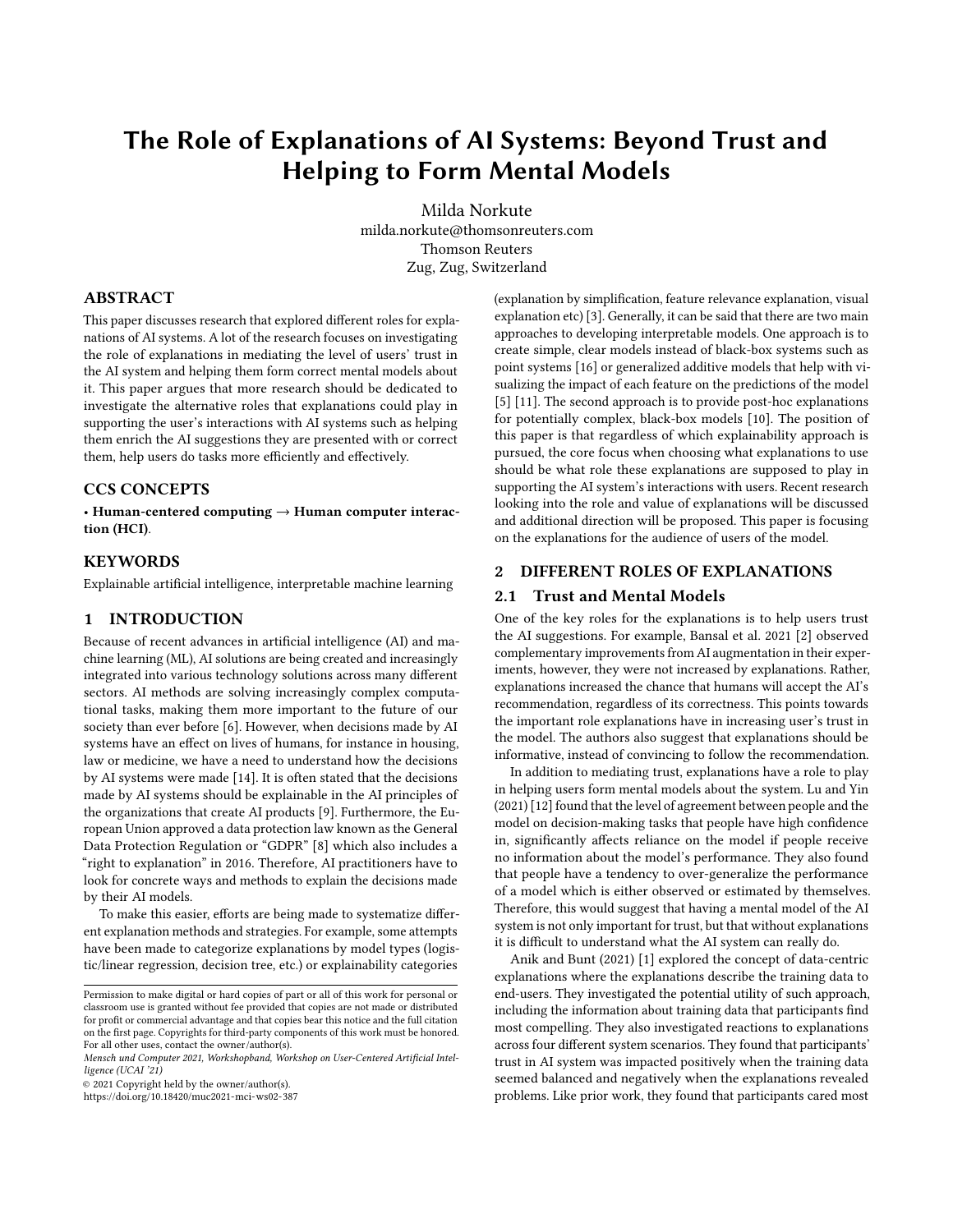# The Role of Explanations of AI Systems: Beyond Trust and Helping to Form Mental Models

Milda Norkute
milda.norkute@thomsonreuters.com
Thomson Reuters
Zug, Zug, Switzerland

## ABSTRACT

This paper discusses research that explored different roles for explanations of AI systems. A lot of the research focuses on investigating the role of explanations in mediating the level of users' trust in the AI system and helping them form correct mental models about it. This paper argues that more research should be dedicated to investigate the alternative roles that explanations could play in supporting the user's interactions with AI systems such as helping them enrich the AI suggestions they are presented with or correct them, help users do tasks more efficiently and effectively.

## CCS CONCEPTS

• **Human-centered computing → Human computer interaction (HCI)**.

## KEYWORDS

Explainable artificial intelligence, interpretable machine learning

## 1 INTRODUCTION

Because of recent advances in artificial intelligence (AI) and machine learning (ML), AI solutions are being created and increasingly integrated into various technology solutions across many different sectors. AI methods are solving increasingly complex computational tasks, making them more important to the future of our society than ever before [6]. However, when decisions made by AI systems have an effect on lives of humans, for instance in housing, law or medicine, we have a need to understand how the decisions by AI systems were made [14]. It is often stated that the decisions made by AI systems should be explainable in the AI principles of the organizations that create AI products [9]. Furthermore, the European Union approved a data protection law known as the General Data Protection Regulation or "GDPR" [8] which also includes a "right to explanation" in 2016. Therefore, AI practitioners have to look for concrete ways and methods to explain the decisions made by their AI models.

To make this easier, efforts are being made to systematize different explanation methods and strategies. For example, some attempts have been made to categorize explanations by model types (logistic/linear regression, decision tree, etc.) or explainability categories (explanation by simplification, feature relevance explanation, visual explanation etc) [3]. Generally, it can be said that there are two main approaches to developing interpretable models. One approach is to create simple, clear models instead of black-box systems such as point systems [16] or generalized additive models that help with visualizing the impact of each feature on the predictions of the model [5] [11]. The second approach is to provide post-hoc explanations for potentially complex, black-box models [10]. The position of this paper is that regardless of which explainability approach is pursued, the core focus when choosing what explanations to use should be what role these explanations are supposed to play in supporting the AI system's interactions with users. Recent research looking into the role and value of explanations will be discussed and additional direction will be proposed. This paper is focusing on the explanations for the audience of users of the model.

## 2 DIFFERENT ROLES OF EXPLANATIONS

### 2.1 Trust and Mental Models

One of the key roles for the explanations is to help users trust the AI suggestions. For example, Bansal et al. 2021 [2] observed complementary improvements from AI augmentation in their experiments, however, they were not increased by explanations. Rather, explanations increased the chance that humans will accept the AI's recommendation, regardless of its correctness. This points towards the important role explanations have in increasing user's trust in the model. The authors also suggest that explanations should be informative, instead of convincing to follow the recommendation.

In addition to mediating trust, explanations have a role to play in helping users form mental models about the system. Lu and Yin (2021) [12] found that the level of agreement between people and the model on decision-making tasks that people have high confidence in, significantly affects reliance on the model if people receive no information about the model's performance. They also found that people have a tendency to over-generalize the performance of a model which is either observed or estimated by themselves. Therefore, this would suggest that having a mental model of the AI system is not only important for trust, but that without explanations it is difficult to understand what the AI system can really do.

Anik and Bunt (2021) [1] explored the concept of data-centric explanations where the explanations describe the training data to end-users. They investigated the potential utility of such approach, including the information about training data that participants find most compelling. They also investigated reactions to explanations across four different system scenarios. They found that participants' trust in AI system was impacted positively when the training data seemed balanced and negatively when the explanations revealed problems. Like prior work, they found that participants cared most

---

Permission to make digital or hard copies of part or all of this work for personal or classroom use is granted without fee provided that copies are not made or distributed for profit or commercial advantage and that copies bear this notice and the full citation on the first page. Copyrights for third-party components of this work must be honored. For all other uses, contact the owner/author(s).

*Mensch und Computer 2021, Workshopband, Workshop on User-Centered Artificial Intelligence (UCAI '21)*

© 2021 Copyright held by the owner/author(s).

https://doi.org/10.18420/muc2021-mci-ws02-387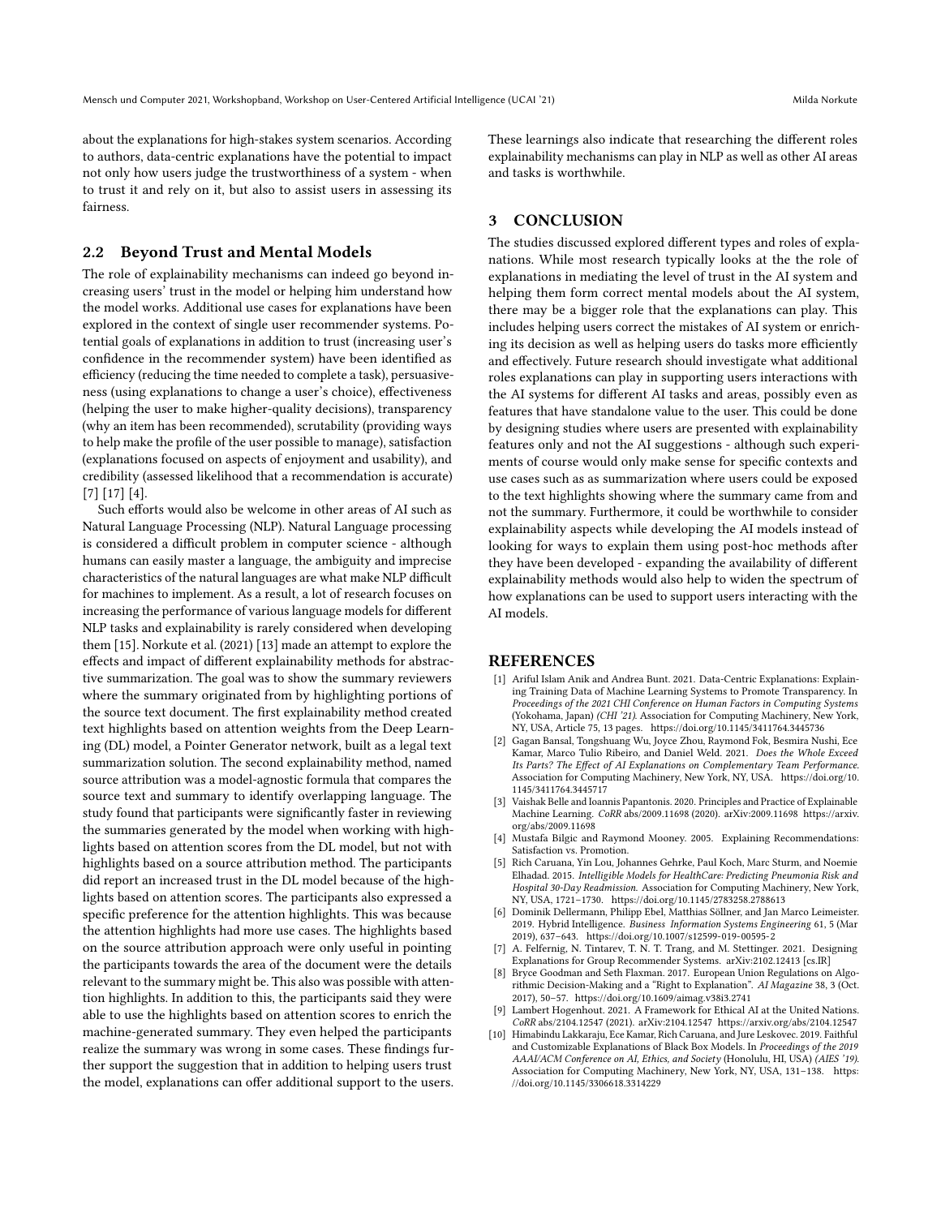about the explanations for high-stakes system scenarios. According to authors, data-centric explanations have the potential to impact not only how users judge the trustworthiness of a system - when to trust it and rely on it, but also to assist users in assessing its fairness.

### 2.2 Beyond Trust and Mental Models

The role of explainability mechanisms can indeed go beyond increasing users' trust in the model or helping him understand how the model works. Additional use cases for explanations have been explored in the context of single user recommender systems. Potential goals of explanations in addition to trust (increasing user's confidence in the recommender system) have been identified as efficiency (reducing the time needed to complete a task), persuasiveness (using explanations to change a user's choice), effectiveness (helping the user to make higher-quality decisions), transparency (why an item has been recommended), scrutability (providing ways to help make the profile of the user possible to manage), satisfaction (explanations focused on aspects of enjoyment and usability), and credibility (assessed likelihood that a recommendation is accurate) [7] [17] [4].

Such efforts would also be welcome in other areas of AI such as Natural Language Processing (NLP). Natural Language processing is considered a difficult problem in computer science - although humans can easily master a language, the ambiguity and imprecise characteristics of the natural languages are what make NLP difficult for machines to implement. As a result, a lot of research focuses on increasing the performance of various language models for different NLP tasks and explainability is rarely considered when developing them [15]. Norkute et al. (2021) [13] made an attempt to explore the effects and impact of different explainability methods for abstractive summarization. The goal was to show the summary reviewers where the summary originated from by highlighting portions of the source text document. The first explainability method created text highlights based on attention weights from the Deep Learning (DL) model, a Pointer Generator network, built as a legal text summarization solution. The second explainability method, named source attribution was a model-agnostic formula that compares the source text and summary to identify overlapping language. The study found that participants were significantly faster in reviewing the summaries generated by the model when working with highlights based on attention scores from the DL model, but not with highlights based on a source attribution method. The participants did report an increased trust in the DL model because of the highlights based on attention scores. The participants also expressed a specific preference for the attention highlights. This was because the attention highlights had more use cases. The highlights based on the source attribution approach were only useful in pointing the participants towards the area of the document were the details relevant to the summary might be. This also was possible with attention highlights. In addition to this, the participants said they were able to use the highlights based on attention scores to enrich the machine-generated summary. They even helped the participants realize the summary was wrong in some cases. These findings further support the suggestion that in addition to helping users trust the model, explanations can offer additional support to the users. These learnings also indicate that researching the different roles explainability mechanisms can play in NLP as well as other AI areas and tasks is worthwhile.

## 3 CONCLUSION

The studies discussed explored different types and roles of explanations. While most research typically looks at the the role of explanations in mediating the level of trust in the AI system and helping them form correct mental models about the AI system, there may be a bigger role that the explanations can play. This includes helping users correct the mistakes of AI system or enriching its decision as well as helping users do tasks more efficiently and effectively. Future research should investigate what additional roles explanations can play in supporting users interactions with the AI systems for different AI tasks and areas, possibly even as features that have standalone value to the user. This could be done by designing studies where users are presented with explainability features only and not the AI suggestions - although such experiments of course would only make sense for specific contexts and use cases such as as summarization where users could be exposed to the text highlights showing where the summary came from and not the summary. Furthermore, it could be worthwhile to consider explainability aspects while developing the AI models instead of looking for ways to explain them using post-hoc methods after they have been developed - expanding the availability of different explainability methods would also help to widen the spectrum of how explanations can be used to support users interacting with the AI models.

## REFERENCES

- [1] Ariful Islam Anik and Andrea Bunt. 2021. Data-Centric Explanations: Explaining Training Data of Machine Learning Systems to Promote Transparency. In *Proceedings of the 2021 CHI Conference on Human Factors in Computing Systems* (Yokohama, Japan) *(CHI '21)*. Association for Computing Machinery, New York, NY, USA, Article 75, 13 pages. https://doi.org/10.1145/3411764.3445736
- [2] Gagan Bansal, Tongshuang Wu, Joyce Zhou, Raymond Fok, Besmira Nushi, Ece Kamar, Marco Tulio Ribeiro, and Daniel Weld. 2021. *Does the Whole Exceed Its Parts? The Effect of AI Explanations on Complementary Team Performance.* Association for Computing Machinery, New York, NY, USA. https://doi.org/10.1145/3411764.3445717
- [3] Vaishak Belle and Ioannis Papantonis. 2020. Principles and Practice of Explainable Machine Learning. *CoRR* abs/2009.11698 (2020). arXiv:2009.11698 https://arxiv.org/abs/2009.11698
- [4] Mustafa Bilgic and Raymond Mooney. 2005. Explaining Recommendations: Satisfaction vs. Promotion.
- [5] Rich Caruana, Yin Lou, Johannes Gehrke, Paul Koch, Marc Sturm, and Noemie Elhadad. 2015. *Intelligible Models for HealthCare: Predicting Pneumonia Risk and Hospital 30-Day Readmission.* Association for Computing Machinery, New York, NY, USA, 1721–1730. https://doi.org/10.1145/2783258.2788613
- [6] Dominik Dellermann, Philipp Ebel, Matthias Söllner, and Jan Marco Leimeister. 2019. Hybrid Intelligence. *Business Information Systems Engineering* 61, 5 (Mar 2019), 637–643. https://doi.org/10.1007/s12599-019-00595-2
- [7] A. Felfernig, N. Tintarev, T. N. T. Trang, and M. Stettinger. 2021. Designing Explanations for Group Recommender Systems. arXiv:2102.12413 [cs.IR]
- [8] Bryce Goodman and Seth Flaxman. 2017. European Union Regulations on Algorithmic Decision-Making and a "Right to Explanation". *AI Magazine* 38, 3 (Oct. 2017), 50–57. https://doi.org/10.1609/aimag.v38i3.2741
- [9] Lambert Hogenhout. 2021. A Framework for Ethical AI at the United Nations. *CoRR* abs/2104.12547 (2021). arXiv:2104.12547 https://arxiv.org/abs/2104.12547
- [10] Himabindu Lakkaraju, Ece Kamar, Rich Caruana, and Jure Leskovec. 2019. Faithful and Customizable Explanations of Black Box Models. In *Proceedings of the 2019 AAAI/ACM Conference on AI, Ethics, and Society* (Honolulu, HI, USA) *(AIES '19)*. Association for Computing Machinery, New York, NY, USA, 131–138. https://doi.org/10.1145/3306618.3314229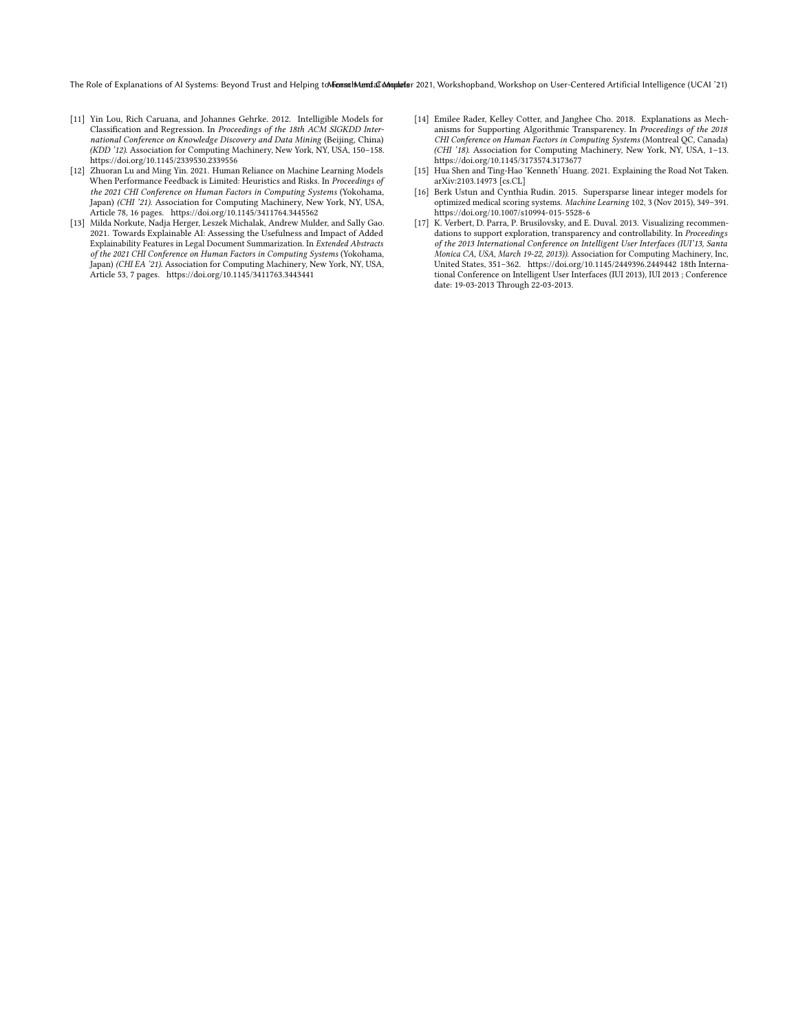[11] Yin Lou, Rich Caruana, and Johannes Gehrke. 2012. Intelligible Models for Classification and Regression. In *Proceedings of the 18th ACM SIGKDD International Conference on Knowledge Discovery and Data Mining* (Beijing, China) *(KDD '12)*. Association for Computing Machinery, New York, NY, USA, 150–158. https://doi.org/10.1145/2339530.2339556

[12] Zhuoran Lu and Ming Yin. 2021. Human Reliance on Machine Learning Models When Performance Feedback is Limited: Heuristics and Risks. In *Proceedings of the 2021 CHI Conference on Human Factors in Computing Systems* (Yokohama, Japan) *(CHI '21)*. Association for Computing Machinery, New York, NY, USA, Article 78, 16 pages. https://doi.org/10.1145/3411764.3445562

[13] Milda Norkute, Nadja Herger, Leszek Michalak, Andrew Mulder, and Sally Gao. 2021. Towards Explainable AI: Assessing the Usefulness and Impact of Added Explainability Features in Legal Document Summarization. In *Extended Abstracts of the 2021 CHI Conference on Human Factors in Computing Systems* (Yokohama, Japan) *(CHI EA '21)*. Association for Computing Machinery, New York, NY, USA, Article 53, 7 pages. https://doi.org/10.1145/3411763.3443441

[14] Emilee Rader, Kelley Cotter, and Janghee Cho. 2018. Explanations as Mechanisms for Supporting Algorithmic Transparency. In *Proceedings of the 2018 CHI Conference on Human Factors in Computing Systems* (Montreal QC, Canada) *(CHI '18)*. Association for Computing Machinery, New York, NY, USA, 1–13. https://doi.org/10.1145/3173574.3173677

[15] Hua Shen and Ting-Hao 'Kenneth' Huang. 2021. Explaining the Road Not Taken. arXiv:2103.14973 [cs.CL]

[16] Berk Ustun and Cynthia Rudin. 2015. Supersparse linear integer models for optimized medical scoring systems. *Machine Learning* 102, 3 (Nov 2015), 349–391. https://doi.org/10.1007/s10994-015-5528-6

[17] K. Verbert, D. Parra, P. Brusilovsky, and E. Duval. 2013. Visualizing recommendations to support exploration, transparency and controllability. In *Proceedings of the 2013 International Conference on Intelligent User Interfaces (IUI'13, Santa Monica CA, USA, March 19-22, 2013))*. Association for Computing Machinery, Inc, United States, 351–362. https://doi.org/10.1145/2449396.2449442 18th International Conference on Intelligent User Interfaces (IUI 2013), IUI 2013 ; Conference date: 19-03-2013 Through 22-03-2013.